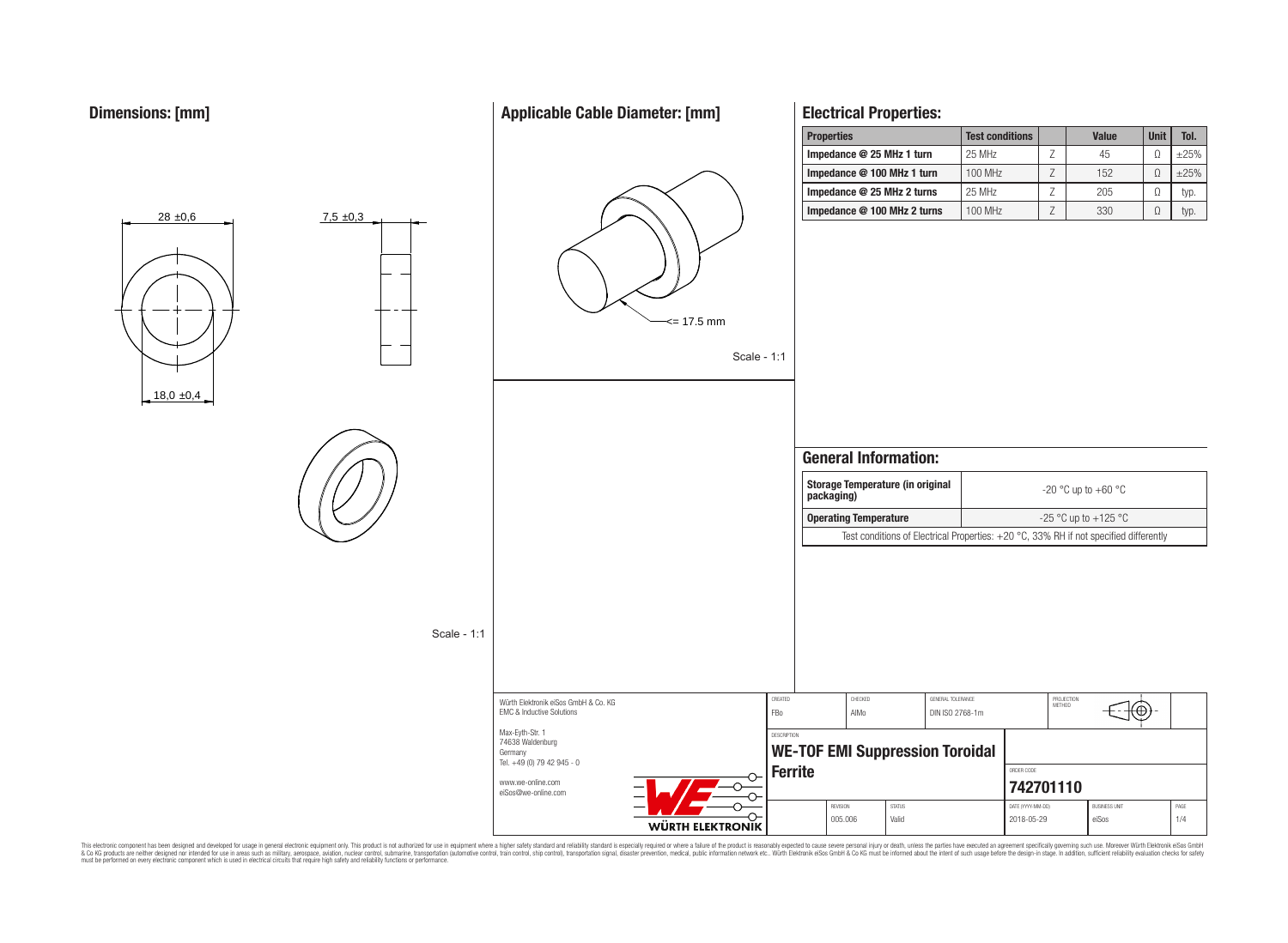## Dimensions: [mm]

28 ±0,6

7,5 ±0,3

18,0 ±0,4

Scale - 1:1

## Applicable Cable Diameter: [mm]

<= 17.5 mm

Scale - 1:1

## Electrical Properties:

| Properties | Test conditions | | Value | Unit | Tol. |
|---|---|---|---|---|---|
| Impedance @ 25 MHz 1 turn | 25 MHz | Z | 45 | Ω | ±25% |
| Impedance @ 100 MHz 1 turn | 100 MHz | Z | 152 | Ω | ±25% |
| Impedance @ 25 MHz 2 turns | 25 MHz | Z | 205 | Ω | typ. |
| Impedance @ 100 MHz 2 turns | 100 MHz | Z | 330 | Ω | typ. |

## General Information:

| | |
|---|---|
| Storage Temperature (in original packaging) | -20 °C up to +60 °C |
| Operating Temperature | -25 °C up to +125 °C |
| Test conditions of Electrical Properties: +20 °C, 33% RH if not specified differently | |

| | | | | | |
|---|---|---|---|---|---|
| Würth Elektronik eiSos GmbH & Co. KG<br>EMC & Inductive Solutions | CREATED<br>FBo | CHECKED<br>AIMo | GENERAL TOLERANCE<br>DIN ISO 2768-1m | PROJECTION METHOD | |
| Max-Eyth-Str. 1<br>74638 Waldenburg<br>Germany<br>Tel. +49 (0) 79 42 945 - 0 | DESCRIPTION<br>**WE-TOF EMI Suppression Toroidal Ferrite** | | | ORDER CODE<br>**742701110** | |
| www.we-online.com<br>eiSos@we-online.com | REVISION<br>005.006 | STATUS<br>Valid | DATE (YYYY-MM-DD)<br>2018-05-29 | BUSINESS UNIT<br>eiSos | PAGE<br>1/4 |

WÜRTH ELEKTRONIK

This electronic component has been designed and developed for usage in general electronic equipment only. This product is not authorized for use in equipment where a higher safety standard and reliability standard is especially required or where a failure of the product is reasonably expected to cause severe personal injury or death, unless the parties have executed an agreement specifically governing such use. Moreover Würth Elektronik eiSos GmbH & Co KG products are neither designed nor intended for use in areas such as military, aerospace, aviation, nuclear control, submarine, transportation (automotive control, train control, ship control), transportation signal, disaster prevention, medical, public information network etc.. Würth Elektronik eiSos GmbH & Co KG must be informed about the intent of such usage before the design-in stage. In addition, sufficient reliability evaluation checks for safety must be performed on every electronic component which is used in electrical circuits that require high safety and reliability functions or performance.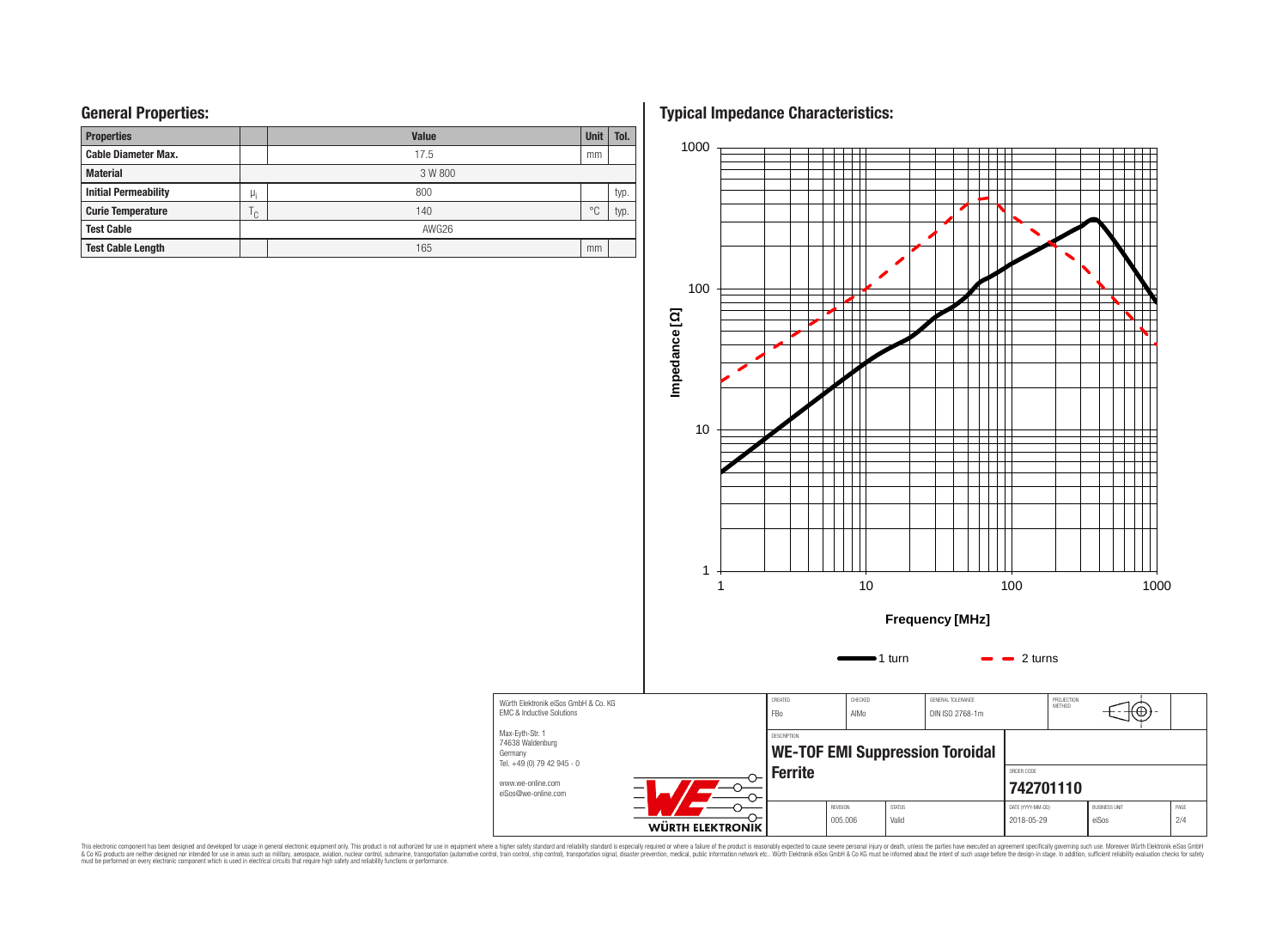## General Properties:

| Properties | | Value | Unit | Tol. |
|---|---|---|---|---|
| Cable Diameter Max. | | 17.5 | mm | |
| Material | | 3 W 800 | | |
| Initial Permeability | $\mu_i$ | 800 | | typ. |
| Curie Temperature | $T_C$ | 140 | °C | typ. |
| Test Cable | | AWG26 | | |
| Test Cable Length | | 165 | mm | |

## Typical Impedance Characteristics:

Impedance [Ω]

Frequency [MHz]

1 turn — 2 turns

| | | | | | |
|---|---|---|---|---|---|
| Würth Elektronik eiSos GmbH & Co. KG<br>EMC & Inductive Solutions<br>Max-Eyth-Str. 1<br>74638 Waldenburg<br>Germany<br>Tel. +49 (0) 79 42 945 - 0<br>www.we-online.com<br>eiSos@we-online.com | CREATED: FBo | CHECKED: AlMo | GENERAL TOLERANCE: DIN ISO 2768-1m | PROJECTION METHOD | |
| | DESCRIPTION: **WE-TOF EMI Suppression Toroidal Ferrite** | | | ORDER CODE: **742701110** | |
| | REVISION: 005.006 | STATUS: Valid | DATE (YYYY-MM-DD): 2018-05-29 | BUSINESS UNIT: eiSos | PAGE: 2/4 |

This electronic component has been designed and developed for usage in general electronic equipment only. This product is not authorized for use in equipment where a higher safety standard and reliability standard is especially required or where a failure of the product is reasonably expected to cause severe personal injury or death, unless the parties have executed an agreement specifically governing such use. Moreover Würth Elektronik eiSos GmbH & Co KG products are neither designed nor intended for use in areas such as military, aerospace, aviation, nuclear control, submarine, transportation (automotive control, train control, ship control), transportation signal, disaster prevention, medical, public information network etc.. Würth Elektronik eiSos GmbH & Co KG must be informed about the intent of such usage before the design-in stage. In addition, sufficient reliability evaluation checks for safety must be performed on every electronic component which is used in electrical circuits that require high safety and reliability functions or performance.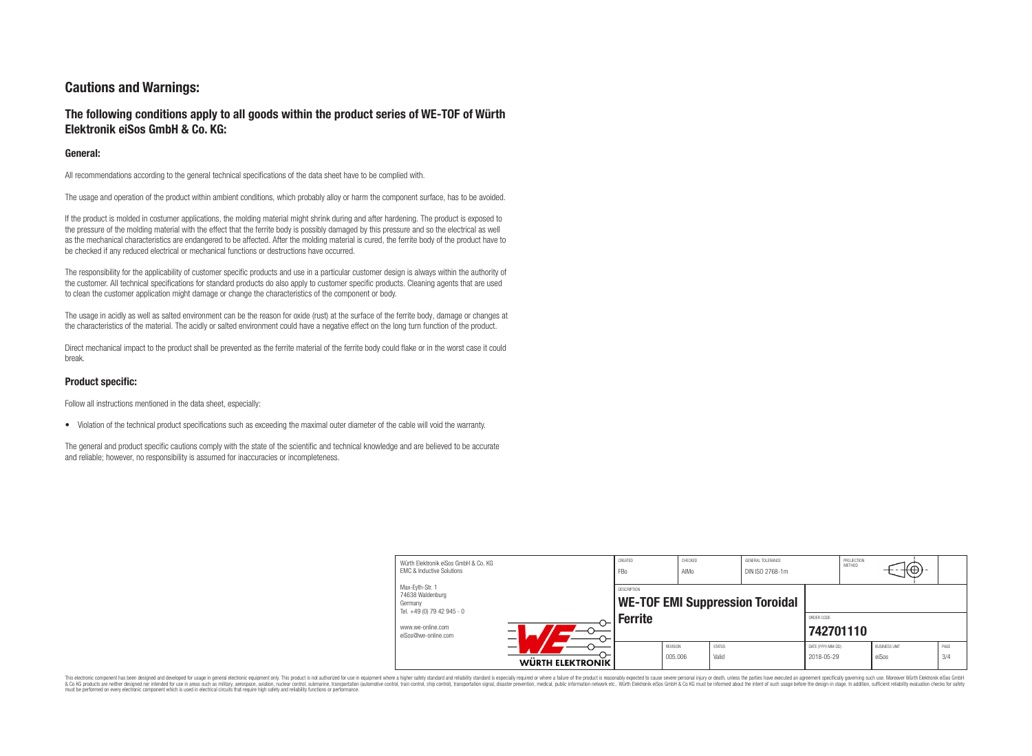## Cautions and Warnings:

### The following conditions apply to all goods within the product series of WE-TOF of Würth Elektronik eiSos GmbH & Co. KG:

#### General:

All recommendations according to the general technical specifications of the data sheet have to be complied with.

The usage and operation of the product within ambient conditions, which probably alloy or harm the component surface, has to be avoided.

If the product is molded in costumer applications, the molding material might shrink during and after hardening. The product is exposed to the pressure of the molding material with the effect that the ferrite body is possibly damaged by this pressure and so the electrical as well as the mechanical characteristics are endangered to be affected. After the molding material is cured, the ferrite body of the product have to be checked if any reduced electrical or mechanical functions or destructions have occurred.

The responsibility for the applicability of customer specific products and use in a particular customer design is always within the authority of the customer. All technical specifications for standard products do also apply to customer specific products. Cleaning agents that are used to clean the customer application might damage or change the characteristics of the component or body.

The usage in acidly as well as salted environment can be the reason for oxide (rust) at the surface of the ferrite body, damage or changes at the characteristics of the material. The acidly or salted environment could have a negative effect on the long turn function of the product.

Direct mechanical impact to the product shall be prevented as the ferrite material of the ferrite body could flake or in the worst case it could break.

#### Product specific:

Follow all instructions mentioned in the data sheet, especially:

- Violation of the technical product specifications such as exceeding the maximal outer diameter of the cable will void the warranty.

The general and product specific cautions comply with the state of the scientific and technical knowledge and are believed to be accurate and reliable; however, no responsibility is assumed for inaccuracies or incompleteness.

| Würth Elektronik eiSos GmbH & Co. KG<br>EMC & Inductive Solutions<br>Max-Eyth-Str. 1<br>74638 Waldenburg<br>Germany<br>Tel. +49 (0) 79 42 945 - 0<br>www.we-online.com<br>eiSos@we-online.com | CREATED: FBo | CHECKED: AIMo | GENERAL TOLERANCE: DIN ISO 2768-1m | PROJECTION METHOD |
|---|---|---|---|---|
| | DESCRIPTION: WE-TOF EMI Suppression Toroidal Ferrite | | ORDER CODE: 742701110 | |
| | REVISION: 005.006 | STATUS: Valid | DATE (YYYY-MM-DD): 2018-05-29 | BUSINESS UNIT: eiSos |

This electronic component has been designed and developed for usage in general electronic equipment only. This product is not authorized for use in equipment where a higher safety standard and reliability standard is especially required or where a failure of the product is reasonably expected to cause severe personal injury or death, unless the parties have executed an agreement specifically governing such use. Moreover Würth Elektronik eiSos GmbH & Co KG products are neither designed nor intended for use in areas such as military, aerospace, aviation, nuclear control, submarine, transportation (automotive control, train control, ship control), transportation signal, disaster prevention, medical, public information network etc.. Würth Elektronik eiSos GmbH & Co KG must be informed about the intent of such usage before the design-in stage. In addition, sufficient reliability evaluation checks for safety must be performed on every electronic component which is used in electrical circuits that require high safety and reliability functions or performance.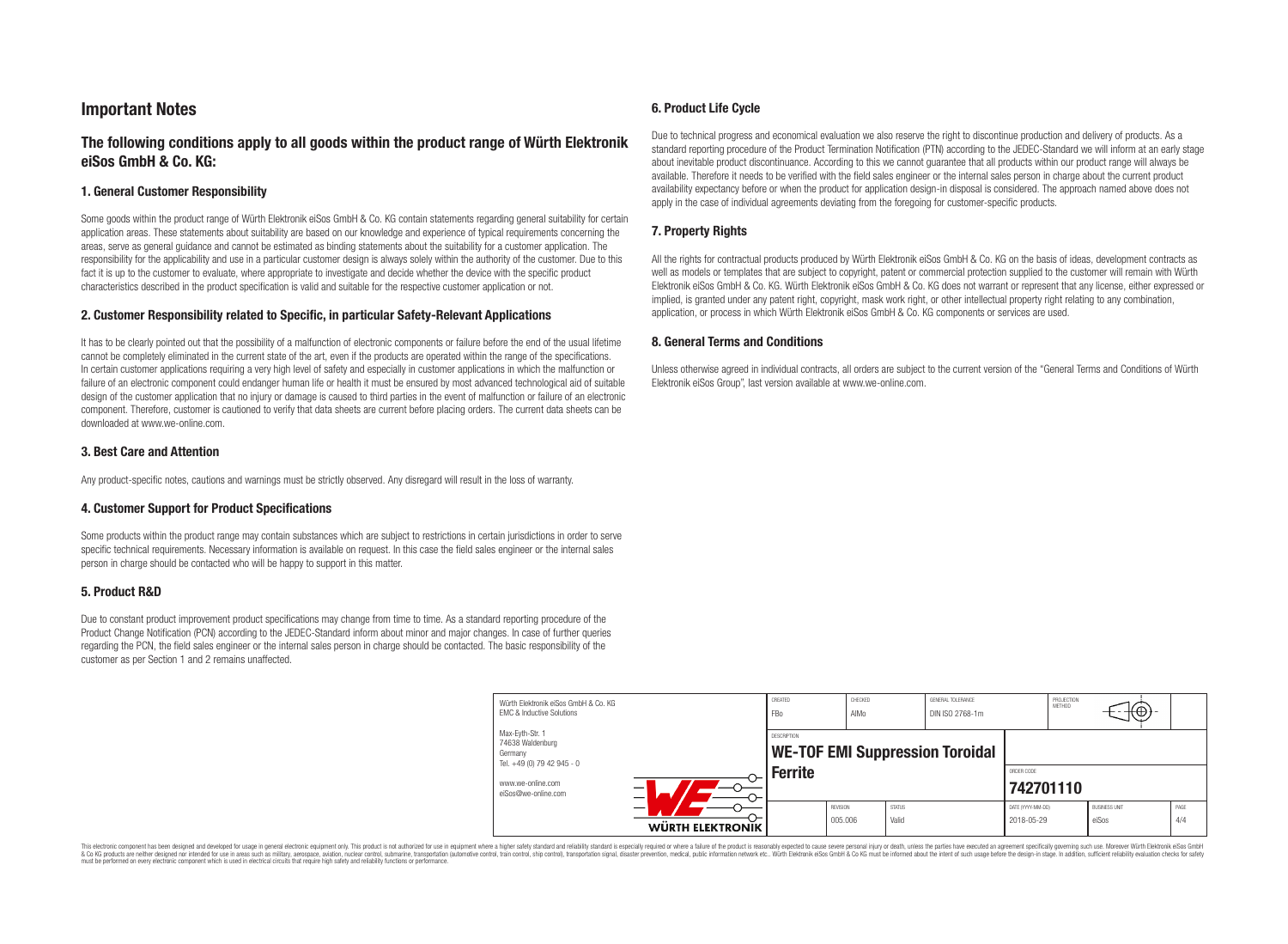# Important Notes

## The following conditions apply to all goods within the product range of Würth Elektronik eiSos GmbH & Co. KG:

### 1. General Customer Responsibility

Some goods within the product range of Würth Elektronik eiSos GmbH & Co. KG contain statements regarding general suitability for certain application areas. These statements about suitability are based on our knowledge and experience of typical requirements concerning the areas, serve as general guidance and cannot be estimated as binding statements about the suitability for a customer application. The responsibility for the applicability and use in a particular customer design is always solely within the authority of the customer. Due to this fact it is up to the customer to evaluate, where appropriate to investigate and decide whether the device with the specific product characteristics described in the product specification is valid and suitable for the respective customer application or not.

### 2. Customer Responsibility related to Specific, in particular Safety-Relevant Applications

It has to be clearly pointed out that the possibility of a malfunction of electronic components or failure before the end of the usual lifetime cannot be completely eliminated in the current state of the art, even if the products are operated within the range of the specifications. In certain customer applications requiring a very high level of safety and especially in customer applications in which the malfunction or failure of an electronic component could endanger human life or health it must be ensured by most advanced technological aid of suitable design of the customer application that no injury or damage is caused to third parties in the event of malfunction or failure of an electronic component. Therefore, customer is cautioned to verify that data sheets are current before placing orders. The current data sheets can be downloaded at www.we-online.com.

### 3. Best Care and Attention

Any product-specific notes, cautions and warnings must be strictly observed. Any disregard will result in the loss of warranty.

### 4. Customer Support for Product Specifications

Some products within the product range may contain substances which are subject to restrictions in certain jurisdictions in order to serve specific technical requirements. Necessary information is available on request. In this case the field sales engineer or the internal sales person in charge should be contacted who will be happy to support in this matter.

### 5. Product R&D

Due to constant product improvement product specifications may change from time to time. As a standard reporting procedure of the Product Change Notification (PCN) according to the JEDEC-Standard inform about minor and major changes. In case of further queries regarding the PCN, the field sales engineer or the internal sales person in charge should be contacted. The basic responsibility of the customer as per Section 1 and 2 remains unaffected.

### 6. Product Life Cycle

Due to technical progress and economical evaluation we also reserve the right to discontinue production and delivery of products. As a standard reporting procedure of the Product Termination Notification (PTN) according to the JEDEC-Standard we will inform at an early stage about inevitable product discontinuance. According to this we cannot guarantee that all products within our product range will always be available. Therefore it needs to be verified with the field sales engineer or the internal sales person in charge about the current product availability expectancy before or when the product for application design-in disposal is considered. The approach named above does not apply in the case of individual agreements deviating from the foregoing for customer-specific products.

### 7. Property Rights

All the rights for contractual products produced by Würth Elektronik eiSos GmbH & Co. KG on the basis of ideas, development contracts as well as models or templates that are subject to copyright, patent or commercial protection supplied to the customer will remain with Würth Elektronik eiSos GmbH & Co. KG. Würth Elektronik eiSos GmbH & Co. KG does not warrant or represent that any license, either expressed or implied, is granted under any patent right, copyright, mask work right, or other intellectual property right relating to any combination, application, or process in which Würth Elektronik eiSos GmbH & Co. KG components or services are used.

### 8. General Terms and Conditions

Unless otherwise agreed in individual contracts, all orders are subject to the current version of the "General Terms and Conditions of Würth Elektronik eiSos Group", last version available at www.we-online.com.

| | | | | | |
|---|---|---|---|---|---|
| Würth Elektronik eiSos GmbH & Co. KG<br>EMC & Inductive Solutions<br>Max-Eyth-Str. 1<br>74638 Waldenburg<br>Germany<br>Tel. +49 (0) 79 42 945 - 0<br>www.we-online.com<br>eiSos@we-online.com | CREATED<br>FBo | CHECKED<br>AlMo | GENERAL TOLERANCE<br>DIN ISO 2768-1m | PROJECTION METHOD | |
| | DESCRIPTION<br>WE-TOF EMI Suppression Toroidal Ferrite | | | ORDER CODE<br>742701110 | |
| WÜRTH ELEKTRONIK | REVISION<br>005.006 | STATUS<br>Valid | DATE (YYYY-MM-DD)<br>2018-05-29 | BUSINESS UNIT<br>eiSos | PAGE<br>4/4 |

This electronic component has been designed and developed for usage in general electronic equipment only. This product is not authorized for use in equipment where a higher safety standard and reliability standard is especially required or where a failure of the product is reasonably expected to cause severe personal injury or death, unless the parties have executed an agreement specifically governing such use. Moreover Würth Elektronik eiSos GmbH & Co KG products are neither designed nor intended for use in areas such as military, aerospace, aviation, nuclear control, submarine, transportation (automotive control, train control, ship control), transportation signal, disaster prevention, medical, public information network etc.. Würth Elektronik eiSos GmbH & Co KG must be informed about the intent of such usage before the design-in stage. In addition, sufficient reliability evaluation checks for safety must be performed on every electronic component which is used in electrical circuits that require high safety and reliability functions or performance.